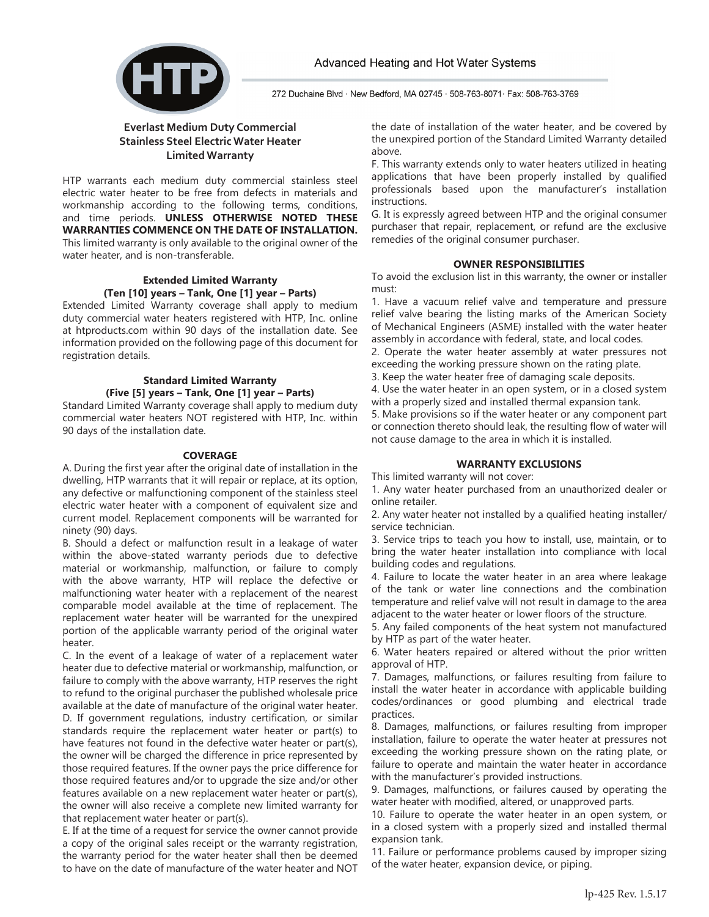HTP

Advanced Heating and Hot Water Systems

272 Duchaine Blvd · New Bedford, MA 02745 · 508-763-8071· Fax: 508-763-3769

# Everlast Medium Duty Commercial Stainless Steel Electric Water Heater Limited Warranty

HTP warrants each medium duty commercial stainless steel electric water heater to be free from defects in materials and workmanship according to the following terms, conditions, and time periods. **UNLESS OTHERWISE NOTED THESE WARRANTIES COMMENCE ON THE DATE OF INSTALLATION.** This limited warranty is only available to the original owner of the water heater, and is non-transferable.

### Extended Limited Warranty
### (Ten [10] years – Tank, One [1] year – Parts)

Extended Limited Warranty coverage shall apply to medium duty commercial water heaters registered with HTP, Inc. online at htproducts.com within 90 days of the installation date. See information provided on the following page of this document for registration details.

### Standard Limited Warranty
### (Five [5] years – Tank, One [1] year – Parts)

Standard Limited Warranty coverage shall apply to medium duty commercial water heaters NOT registered with HTP, Inc. within 90 days of the installation date.

### COVERAGE

A. During the first year after the original date of installation in the dwelling, HTP warrants that it will repair or replace, at its option, any defective or malfunctioning component of the stainless steel electric water heater with a component of equivalent size and current model. Replacement components will be warranted for ninety (90) days.

B. Should a defect or malfunction result in a leakage of water within the above-stated warranty periods due to defective material or workmanship, malfunction, or failure to comply with the above warranty, HTP will replace the defective or malfunctioning water heater with a replacement of the nearest comparable model available at the time of replacement. The replacement water heater will be warranted for the unexpired portion of the applicable warranty period of the original water heater.

C. In the event of a leakage of water of a replacement water heater due to defective material or workmanship, malfunction, or failure to comply with the above warranty, HTP reserves the right to refund to the original purchaser the published wholesale price available at the date of manufacture of the original water heater.

D. If government regulations, industry certification, or similar standards require the replacement water heater or part(s) to have features not found in the defective water heater or part(s), the owner will be charged the difference in price represented by those required features. If the owner pays the price difference for those required features and/or to upgrade the size and/or other features available on a new replacement water heater or part(s), the owner will also receive a complete new limited warranty for that replacement water heater or part(s).

E. If at the time of a request for service the owner cannot provide a copy of the original sales receipt or the warranty registration, the warranty period for the water heater shall then be deemed to have on the date of manufacture of the water heater and NOT the date of installation of the water heater, and be covered by the unexpired portion of the Standard Limited Warranty detailed above.

F. This warranty extends only to water heaters utilized in heating applications that have been properly installed by qualified professionals based upon the manufacturer's installation instructions.

G. It is expressly agreed between HTP and the original consumer purchaser that repair, replacement, or refund are the exclusive remedies of the original consumer purchaser.

### OWNER RESPONSIBILITIES

To avoid the exclusion list in this warranty, the owner or installer must:

1. Have a vacuum relief valve and temperature and pressure relief valve bearing the listing marks of the American Society of Mechanical Engineers (ASME) installed with the water heater assembly in accordance with federal, state, and local codes.
2. Operate the water heater assembly at water pressures not exceeding the working pressure shown on the rating plate.
3. Keep the water heater free of damaging scale deposits.
4. Use the water heater in an open system, or in a closed system with a properly sized and installed thermal expansion tank.
5. Make provisions so if the water heater or any component part or connection thereto should leak, the resulting flow of water will not cause damage to the area in which it is installed.

### WARRANTY EXCLUSIONS

This limited warranty will not cover:

1. Any water heater purchased from an unauthorized dealer or online retailer.
2. Any water heater not installed by a qualified heating installer/service technician.
3. Service trips to teach you how to install, use, maintain, or to bring the water heater installation into compliance with local building codes and regulations.
4. Failure to locate the water heater in an area where leakage of the tank or water line connections and the combination temperature and relief valve will not result in damage to the area adjacent to the water heater or lower floors of the structure.
5. Any failed components of the heat system not manufactured by HTP as part of the water heater.
6. Water heaters repaired or altered without the prior written approval of HTP.
7. Damages, malfunctions, or failures resulting from failure to install the water heater in accordance with applicable building codes/ordinances or good plumbing and electrical trade practices.
8. Damages, malfunctions, or failures resulting from improper installation, failure to operate the water heater at pressures not exceeding the working pressure shown on the rating plate, or failure to operate and maintain the water heater in accordance with the manufacturer's provided instructions.
9. Damages, malfunctions, or failures caused by operating the water heater with modified, altered, or unapproved parts.
10. Failure to operate the water heater in an open system, or in a closed system with a properly sized and installed thermal expansion tank.
11. Failure or performance problems caused by improper sizing of the water heater, expansion device, or piping.

lp-425 Rev. 1.5.17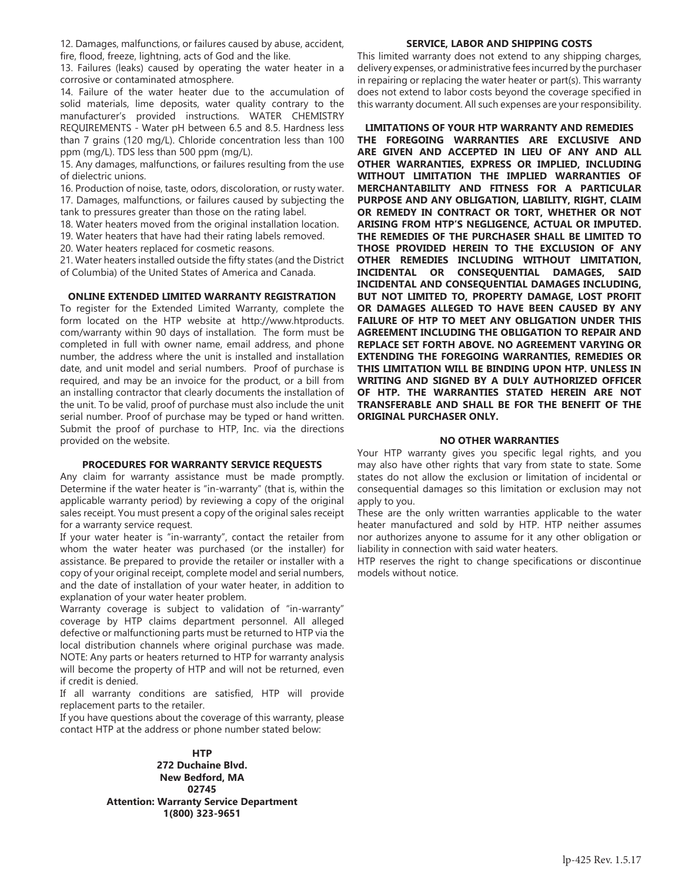12. Damages, malfunctions, or failures caused by abuse, accident, fire, flood, freeze, lightning, acts of God and the like.

13. Failures (leaks) caused by operating the water heater in a corrosive or contaminated atmosphere.

14. Failure of the water heater due to the accumulation of solid materials, lime deposits, water quality contrary to the manufacturer's provided instructions. WATER CHEMISTRY REQUIREMENTS - Water pH between 6.5 and 8.5. Hardness less than 7 grains (120 mg/L). Chloride concentration less than 100 ppm (mg/L). TDS less than 500 ppm (mg/L).

15. Any damages, malfunctions, or failures resulting from the use of dielectric unions.

16. Production of noise, taste, odors, discoloration, or rusty water.

17. Damages, malfunctions, or failures caused by subjecting the tank to pressures greater than those on the rating label.

18. Water heaters moved from the original installation location.

19. Water heaters that have had their rating labels removed.

20. Water heaters replaced for cosmetic reasons.

21. Water heaters installed outside the fifty states (and the District of Columbia) of the United States of America and Canada.

### ONLINE EXTENDED LIMITED WARRANTY REGISTRATION

To register for the Extended Limited Warranty, complete the form located on the HTP website at http://www.htproducts.com/warranty within 90 days of installation. The form must be completed in full with owner name, email address, and phone number, the address where the unit is installed and installation date, and unit model and serial numbers. Proof of purchase is required, and may be an invoice for the product, or a bill from an installing contractor that clearly documents the installation of the unit. To be valid, proof of purchase must also include the unit serial number. Proof of purchase may be typed or hand written. Submit the proof of purchase to HTP, Inc. via the directions provided on the website.

### PROCEDURES FOR WARRANTY SERVICE REQUESTS

Any claim for warranty assistance must be made promptly. Determine if the water heater is "in-warranty" (that is, within the applicable warranty period) by reviewing a copy of the original sales receipt. You must present a copy of the original sales receipt for a warranty service request.

If your water heater is "in-warranty", contact the retailer from whom the water heater was purchased (or the installer) for assistance. Be prepared to provide the retailer or installer with a copy of your original receipt, complete model and serial numbers, and the date of installation of your water heater, in addition to explanation of your water heater problem.

Warranty coverage is subject to validation of "in-warranty" coverage by HTP claims department personnel. All alleged defective or malfunctioning parts must be returned to HTP via the local distribution channels where original purchase was made. NOTE: Any parts or heaters returned to HTP for warranty analysis will become the property of HTP and will not be returned, even if credit is denied.

If all warranty conditions are satisfied, HTP will provide replacement parts to the retailer.

If you have questions about the coverage of this warranty, please contact HTP at the address or phone number stated below:

**HTP**
**272 Duchaine Blvd.**
**New Bedford, MA**
**02745**
**Attention: Warranty Service Department**
**1(800) 323-9651**

### SERVICE, LABOR AND SHIPPING COSTS

This limited warranty does not extend to any shipping charges, delivery expenses, or administrative fees incurred by the purchaser in repairing or replacing the water heater or part(s). This warranty does not extend to labor costs beyond the coverage specified in this warranty document. All such expenses are your responsibility.

### LIMITATIONS OF YOUR HTP WARRANTY AND REMEDIES

**THE FOREGOING WARRANTIES ARE EXCLUSIVE AND ARE GIVEN AND ACCEPTED IN LIEU OF ANY AND ALL OTHER WARRANTIES, EXPRESS OR IMPLIED, INCLUDING WITHOUT LIMITATION THE IMPLIED WARRANTIES OF MERCHANTABILITY AND FITNESS FOR A PARTICULAR PURPOSE AND ANY OBLIGATION, LIABILITY, RIGHT, CLAIM OR REMEDY IN CONTRACT OR TORT, WHETHER OR NOT ARISING FROM HTP'S NEGLIGENCE, ACTUAL OR IMPUTED. THE REMEDIES OF THE PURCHASER SHALL BE LIMITED TO THOSE PROVIDED HEREIN TO THE EXCLUSION OF ANY OTHER REMEDIES INCLUDING WITHOUT LIMITATION, INCIDENTAL OR CONSEQUENTIAL DAMAGES, SAID INCIDENTAL AND CONSEQUENTIAL DAMAGES INCLUDING, BUT NOT LIMITED TO, PROPERTY DAMAGE, LOST PROFIT OR DAMAGES ALLEGED TO HAVE BEEN CAUSED BY ANY FAILURE OF HTP TO MEET ANY OBLIGATION UNDER THIS AGREEMENT INCLUDING THE OBLIGATION TO REPAIR AND REPLACE SET FORTH ABOVE. NO AGREEMENT VARYING OR EXTENDING THE FOREGOING WARRANTIES, REMEDIES OR THIS LIMITATION WILL BE BINDING UPON HTP. UNLESS IN WRITING AND SIGNED BY A DULY AUTHORIZED OFFICER OF HTP. THE WARRANTIES STATED HEREIN ARE NOT TRANSFERABLE AND SHALL BE FOR THE BENEFIT OF THE ORIGINAL PURCHASER ONLY.**

### NO OTHER WARRANTIES

Your HTP warranty gives you specific legal rights, and you may also have other rights that vary from state to state. Some states do not allow the exclusion or limitation of incidental or consequential damages so this limitation or exclusion may not apply to you.

These are the only written warranties applicable to the water heater manufactured and sold by HTP. HTP neither assumes nor authorizes anyone to assume for it any other obligation or liability in connection with said water heaters.

HTP reserves the right to change specifications or discontinue models without notice.

lp-425 Rev. 1.5.17